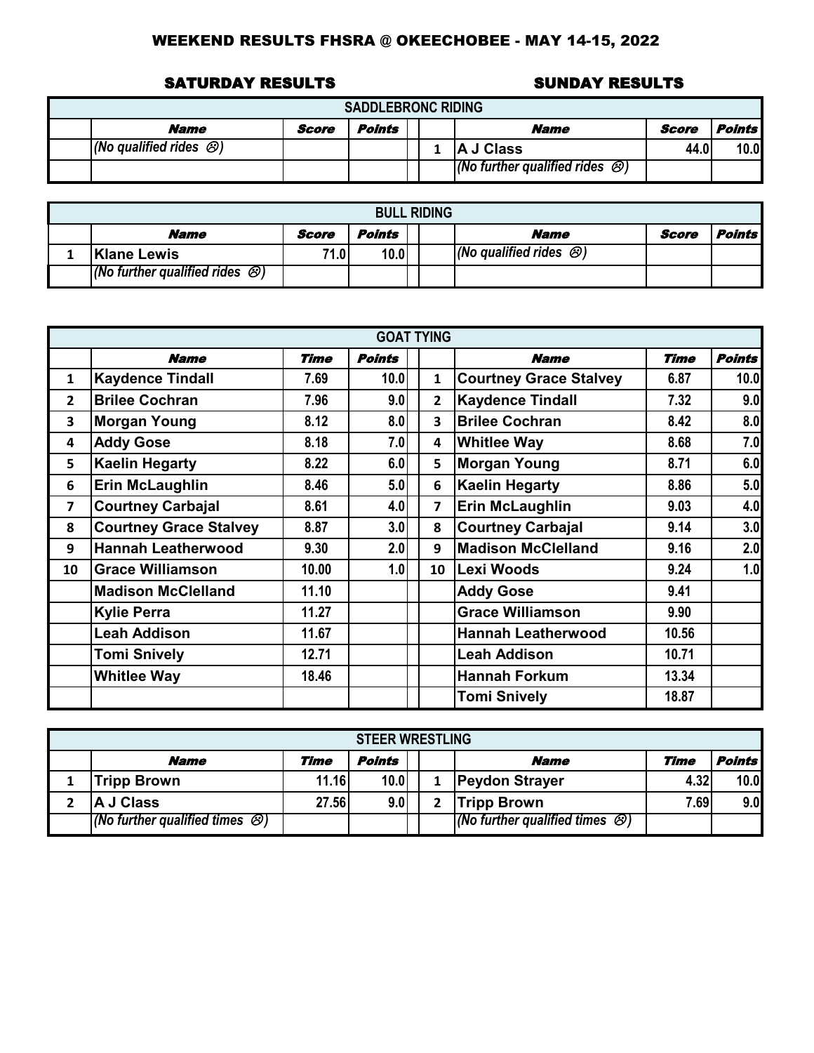# WEEKEND RESULTS FHSRA @ OKEECHOBEE - MAY 14-15, 2022

## SADDLEBRONC RIDING

| SATURDAY RESULTS | | | | SUNDAY RESULTS | | | |
|---|---|---|---|---|---|---|---|
| | ***Name*** | ***Score*** | ***Points*** | | ***Name*** | ***Score*** | ***Points*** |
| | *(No qualified rides ☹)* | | | 1 | **A J Class** | 44.0 | 10.0 |
| | | | | | *(No further qualified rides ☹)* | | |

## BULL RIDING

| SATURDAY RESULTS | | | | SUNDAY RESULTS | | | |
|---|---|---|---|---|---|---|---|
| | ***Name*** | ***Score*** | ***Points*** | | ***Name*** | ***Score*** | ***Points*** |
| 1 | **Klane Lewis** | 71.0 | 10.0 | | *(No qualified rides ☹)* | | |
| | *(No further qualified rides ☹)* | | | | | | |

## GOAT TYING

| SATURDAY RESULTS | | | | SUNDAY RESULTS | | | |
|---|---|---|---|---|---|---|---|
| | ***Name*** | ***Time*** | ***Points*** | | ***Name*** | ***Time*** | ***Points*** |
| 1 | **Kaydence Tindall** | 7.69 | 10.0 | 1 | **Courtney Grace Stalvey** | 6.87 | 10.0 |
| 2 | **Brilee Cochran** | 7.96 | 9.0 | 2 | **Kaydence Tindall** | 7.32 | 9.0 |
| 3 | **Morgan Young** | 8.12 | 8.0 | 3 | **Brilee Cochran** | 8.42 | 8.0 |
| 4 | **Addy Gose** | 8.18 | 7.0 | 4 | **Whitlee Way** | 8.68 | 7.0 |
| 5 | **Kaelin Hegarty** | 8.22 | 6.0 | 5 | **Morgan Young** | 8.71 | 6.0 |
| 6 | **Erin McLaughlin** | 8.46 | 5.0 | 6 | **Kaelin Hegarty** | 8.86 | 5.0 |
| 7 | **Courtney Carbajal** | 8.61 | 4.0 | 7 | **Erin McLaughlin** | 9.03 | 4.0 |
| 8 | **Courtney Grace Stalvey** | 8.87 | 3.0 | 8 | **Courtney Carbajal** | 9.14 | 3.0 |
| 9 | **Hannah Leatherwood** | 9.30 | 2.0 | 9 | **Madison McClelland** | 9.16 | 2.0 |
| 10 | **Grace Williamson** | 10.00 | 1.0 | 10 | **Lexi Woods** | 9.24 | 1.0 |
| | **Madison McClelland** | 11.10 | | | **Addy Gose** | 9.41 | |
| | **Kylie Perra** | 11.27 | | | **Grace Williamson** | 9.90 | |
| | **Leah Addison** | 11.67 | | | **Hannah Leatherwood** | 10.56 | |
| | **Tomi Snively** | 12.71 | | | **Leah Addison** | 10.71 | |
| | **Whitlee Way** | 18.46 | | | **Hannah Forkum** | 13.34 | |
| | | | | | **Tomi Snively** | 18.87 | |

## STEER WRESTLING

| SATURDAY RESULTS | | | | SUNDAY RESULTS | | | |
|---|---|---|---|---|---|---|---|
| | ***Name*** | ***Time*** | ***Points*** | | ***Name*** | ***Time*** | ***Points*** |
| 1 | **Tripp Brown** | 11.16 | 10.0 | 1 | **Peydon Strayer** | 4.32 | 10.0 |
| 2 | **A J Class** | 27.56 | 9.0 | 2 | **Tripp Brown** | 7.69 | 9.0 |
| | *(No further qualified times ☹)* | | | | *(No further qualified times ☹)* | | |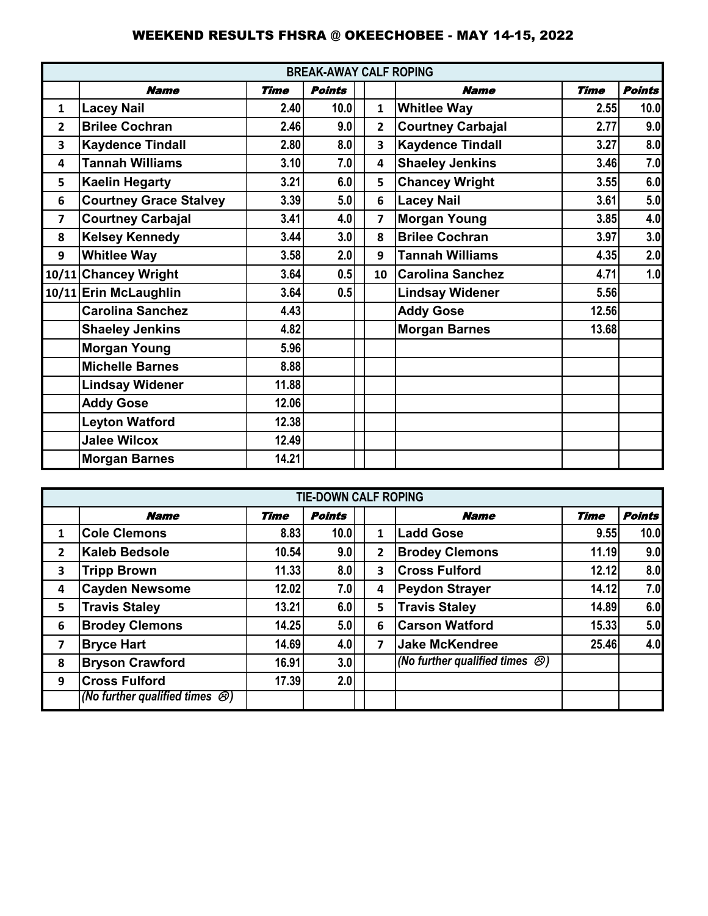## WEEKEND RESULTS FHSRA @ OKEECHOBEE - MAY 14-15, 2022

| BREAK-AWAY CALF ROPING | | | | | | | |
|---|---|---|---|---|---|---|---|
| | ***Name*** | ***Time*** | ***Points*** | | ***Name*** | ***Time*** | ***Points*** |
| 1 | **Lacey Nail** | 2.40 | 10.0 | 1 | **Whitlee Way** | 2.55 | 10.0 |
| 2 | **Brilee Cochran** | 2.46 | 9.0 | 2 | **Courtney Carbajal** | 2.77 | 9.0 |
| 3 | **Kaydence Tindall** | 2.80 | 8.0 | 3 | **Kaydence Tindall** | 3.27 | 8.0 |
| 4 | **Tannah Williams** | 3.10 | 7.0 | 4 | **Shaeley Jenkins** | 3.46 | 7.0 |
| 5 | **Kaelin Hegarty** | 3.21 | 6.0 | 5 | **Chancey Wright** | 3.55 | 6.0 |
| 6 | **Courtney Grace Stalvey** | 3.39 | 5.0 | 6 | **Lacey Nail** | 3.61 | 5.0 |
| 7 | **Courtney Carbajal** | 3.41 | 4.0 | 7 | **Morgan Young** | 3.85 | 4.0 |
| 8 | **Kelsey Kennedy** | 3.44 | 3.0 | 8 | **Brilee Cochran** | 3.97 | 3.0 |
| 9 | **Whitlee Way** | 3.58 | 2.0 | 9 | **Tannah Williams** | 4.35 | 2.0 |
| 10/11 | **Chancey Wright** | 3.64 | 0.5 | 10 | **Carolina Sanchez** | 4.71 | 1.0 |
| 10/11 | **Erin McLaughlin** | 3.64 | 0.5 | | **Lindsay Widener** | 5.56 | |
| | **Carolina Sanchez** | 4.43 | | | **Addy Gose** | 12.56 | |
| | **Shaeley Jenkins** | 4.82 | | | **Morgan Barnes** | 13.68 | |
| | **Morgan Young** | 5.96 | | | | | |
| | **Michelle Barnes** | 8.88 | | | | | |
| | **Lindsay Widener** | 11.88 | | | | | |
| | **Addy Gose** | 12.06 | | | | | |
| | **Leyton Watford** | 12.38 | | | | | |
| | **Jalee Wilcox** | 12.49 | | | | | |
| | **Morgan Barnes** | 14.21 | | | | | |

| TIE-DOWN CALF ROPING | | | | | | | |
|---|---|---|---|---|---|---|---|
| | ***Name*** | ***Time*** | ***Points*** | | ***Name*** | ***Time*** | ***Points*** |
| 1 | **Cole Clemons** | 8.83 | 10.0 | 1 | **Ladd Gose** | 9.55 | 10.0 |
| 2 | **Kaleb Bedsole** | 10.54 | 9.0 | 2 | **Brodey Clemons** | 11.19 | 9.0 |
| 3 | **Tripp Brown** | 11.33 | 8.0 | 3 | **Cross Fulford** | 12.12 | 8.0 |
| 4 | **Cayden Newsome** | 12.02 | 7.0 | 4 | **Peydon Strayer** | 14.12 | 7.0 |
| 5 | **Travis Staley** | 13.21 | 6.0 | 5 | **Travis Staley** | 14.89 | 6.0 |
| 6 | **Brodey Clemons** | 14.25 | 5.0 | 6 | **Carson Watford** | 15.33 | 5.0 |
| 7 | **Bryce Hart** | 14.69 | 4.0 | 7 | **Jake McKendree** | 25.46 | 4.0 |
| 8 | **Bryson Crawford** | 16.91 | 3.0 | | ***(No further qualified times ☹)*** | | |
| 9 | **Cross Fulford** | 17.39 | 2.0 | | | | |
| | ***(No further qualified times ☹)*** | | | | | | |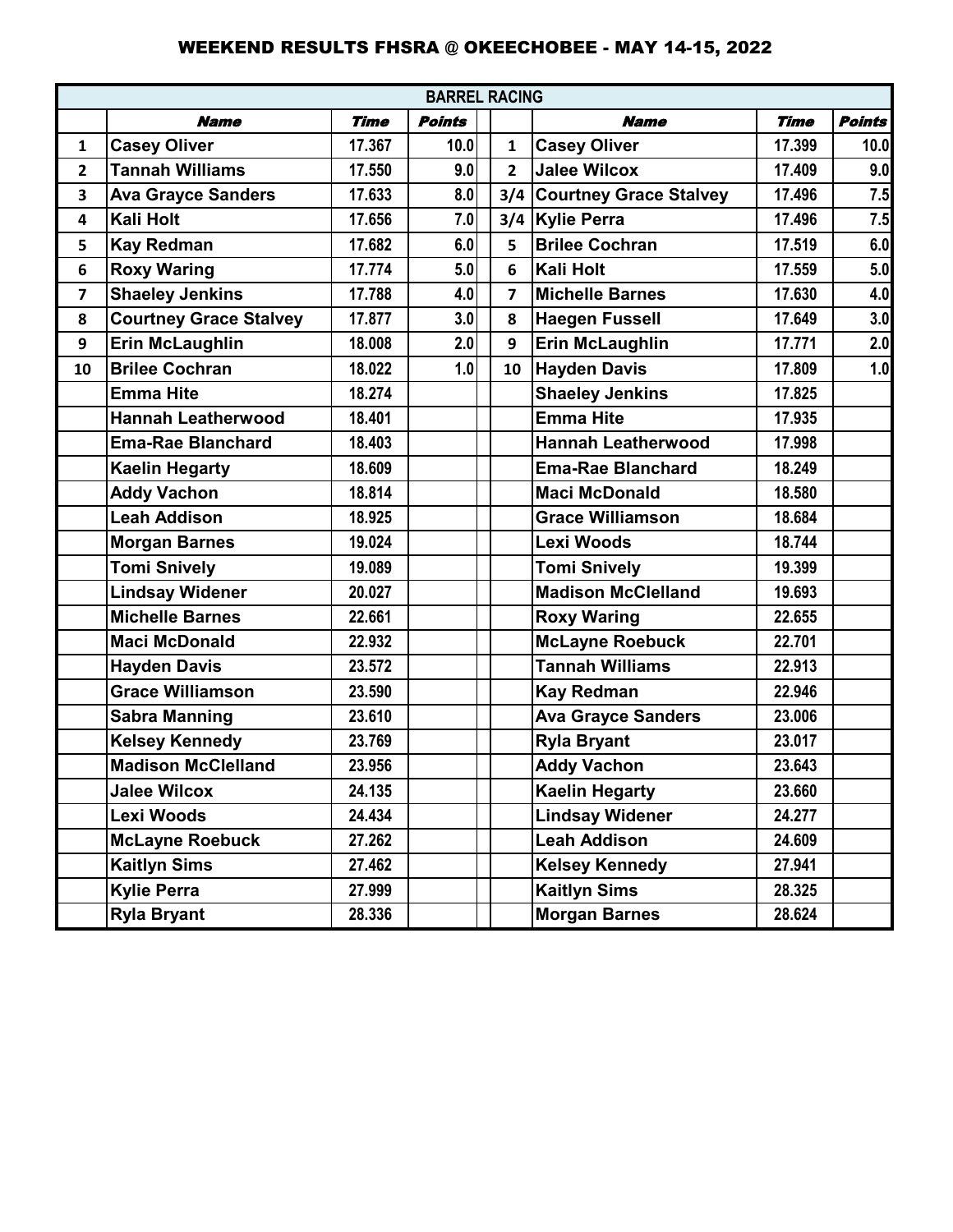# WEEKEND RESULTS FHSRA @ OKEECHOBEE - MAY 14-15, 2022

| BARREL RACING | | | | | | | |
|---|---|---|---|---|---|---|---|
| | ***Name*** | ***Time*** | ***Points*** | | ***Name*** | ***Time*** | ***Points*** |
| 1 | Casey Oliver | 17.367 | 10.0 | 1 | Casey Oliver | 17.399 | 10.0 |
| 2 | Tannah Williams | 17.550 | 9.0 | 2 | Jalee Wilcox | 17.409 | 9.0 |
| 3 | Ava Grayce Sanders | 17.633 | 8.0 | 3/4 | Courtney Grace Stalvey | 17.496 | 7.5 |
| 4 | Kali Holt | 17.656 | 7.0 | 3/4 | Kylie Perra | 17.496 | 7.5 |
| 5 | Kay Redman | 17.682 | 6.0 | 5 | Brilee Cochran | 17.519 | 6.0 |
| 6 | Roxy Waring | 17.774 | 5.0 | 6 | Kali Holt | 17.559 | 5.0 |
| 7 | Shaeley Jenkins | 17.788 | 4.0 | 7 | Michelle Barnes | 17.630 | 4.0 |
| 8 | Courtney Grace Stalvey | 17.877 | 3.0 | 8 | Haegen Fussell | 17.649 | 3.0 |
| 9 | Erin McLaughlin | 18.008 | 2.0 | 9 | Erin McLaughlin | 17.771 | 2.0 |
| 10 | Brilee Cochran | 18.022 | 1.0 | 10 | Hayden Davis | 17.809 | 1.0 |
| | Emma Hite | 18.274 | | | Shaeley Jenkins | 17.825 | |
| | Hannah Leatherwood | 18.401 | | | Emma Hite | 17.935 | |
| | Ema-Rae Blanchard | 18.403 | | | Hannah Leatherwood | 17.998 | |
| | Kaelin Hegarty | 18.609 | | | Ema-Rae Blanchard | 18.249 | |
| | Addy Vachon | 18.814 | | | Maci McDonald | 18.580 | |
| | Leah Addison | 18.925 | | | Grace Williamson | 18.684 | |
| | Morgan Barnes | 19.024 | | | Lexi Woods | 18.744 | |
| | Tomi Snively | 19.089 | | | Tomi Snively | 19.399 | |
| | Lindsay Widener | 20.027 | | | Madison McClelland | 19.693 | |
| | Michelle Barnes | 22.661 | | | Roxy Waring | 22.655 | |
| | Maci McDonald | 22.932 | | | McLayne Roebuck | 22.701 | |
| | Hayden Davis | 23.572 | | | Tannah Williams | 22.913 | |
| | Grace Williamson | 23.590 | | | Kay Redman | 22.946 | |
| | Sabra Manning | 23.610 | | | Ava Grayce Sanders | 23.006 | |
| | Kelsey Kennedy | 23.769 | | | Ryla Bryant | 23.017 | |
| | Madison McClelland | 23.956 | | | Addy Vachon | 23.643 | |
| | Jalee Wilcox | 24.135 | | | Kaelin Hegarty | 23.660 | |
| | Lexi Woods | 24.434 | | | Lindsay Widener | 24.277 | |
| | McLayne Roebuck | 27.262 | | | Leah Addison | 24.609 | |
| | Kaitlyn Sims | 27.462 | | | Kelsey Kennedy | 27.941 | |
| | Kylie Perra | 27.999 | | | Kaitlyn Sims | 28.325 | |
| | Ryla Bryant | 28.336 | | | Morgan Barnes | 28.624 | |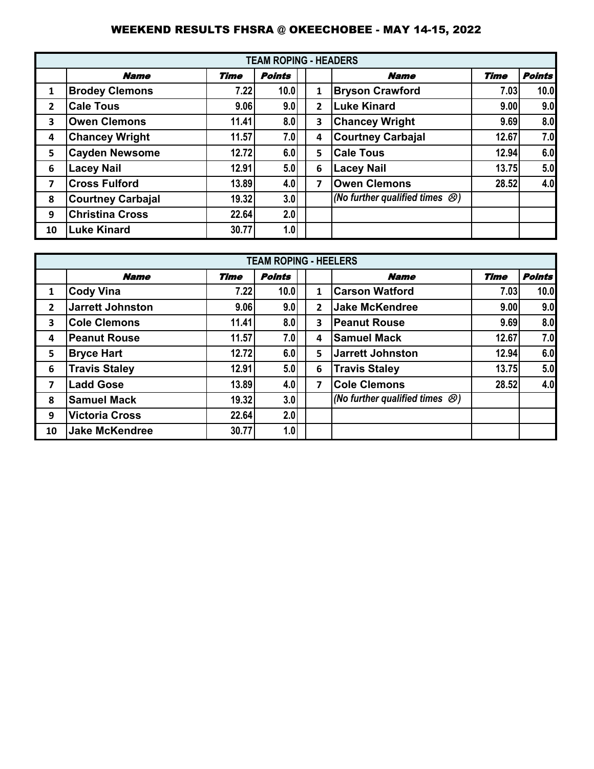# WEEKEND RESULTS FHSRA @ OKEECHOBEE - MAY 14-15, 2022

| TEAM ROPING - HEADERS | | | | | | | |
|---|---|---|---|---|---|---|---|
| | ***Name*** | ***Time*** | ***Points*** | | ***Name*** | ***Time*** | ***Points*** |
| **1** | **Brodey Clemons** | **7.22** | **10.0** | **1** | **Bryson Crawford** | **7.03** | **10.0** |
| **2** | **Cale Tous** | **9.06** | **9.0** | **2** | **Luke Kinard** | **9.00** | **9.0** |
| **3** | **Owen Clemons** | **11.41** | **8.0** | **3** | **Chancey Wright** | **9.69** | **8.0** |
| **4** | **Chancey Wright** | **11.57** | **7.0** | **4** | **Courtney Carbajal** | **12.67** | **7.0** |
| **5** | **Cayden Newsome** | **12.72** | **6.0** | **5** | **Cale Tous** | **12.94** | **6.0** |
| **6** | **Lacey Nail** | **12.91** | **5.0** | **6** | **Lacey Nail** | **13.75** | **5.0** |
| **7** | **Cross Fulford** | **13.89** | **4.0** | **7** | **Owen Clemons** | **28.52** | **4.0** |
| **8** | **Courtney Carbajal** | **19.32** | **3.0** | | ***(No further qualified times ☹)*** | | |
| **9** | **Christina Cross** | **22.64** | **2.0** | | | | |
| **10** | **Luke Kinard** | **30.77** | **1.0** | | | | |

| TEAM ROPING - HEELERS | | | | | | | |
|---|---|---|---|---|---|---|---|
| | ***Name*** | ***Time*** | ***Points*** | | ***Name*** | ***Time*** | ***Points*** |
| **1** | **Cody Vina** | **7.22** | **10.0** | **1** | **Carson Watford** | **7.03** | **10.0** |
| **2** | **Jarrett Johnston** | **9.06** | **9.0** | **2** | **Jake McKendree** | **9.00** | **9.0** |
| **3** | **Cole Clemons** | **11.41** | **8.0** | **3** | **Peanut Rouse** | **9.69** | **8.0** |
| **4** | **Peanut Rouse** | **11.57** | **7.0** | **4** | **Samuel Mack** | **12.67** | **7.0** |
| **5** | **Bryce Hart** | **12.72** | **6.0** | **5** | **Jarrett Johnston** | **12.94** | **6.0** |
| **6** | **Travis Staley** | **12.91** | **5.0** | **6** | **Travis Staley** | **13.75** | **5.0** |
| **7** | **Ladd Gose** | **13.89** | **4.0** | **7** | **Cole Clemons** | **28.52** | **4.0** |
| **8** | **Samuel Mack** | **19.32** | **3.0** | | ***(No further qualified times ☹)*** | | |
| **9** | **Victoria Cross** | **22.64** | **2.0** | | | | |
| **10** | **Jake McKendree** | **30.77** | **1.0** | | | | |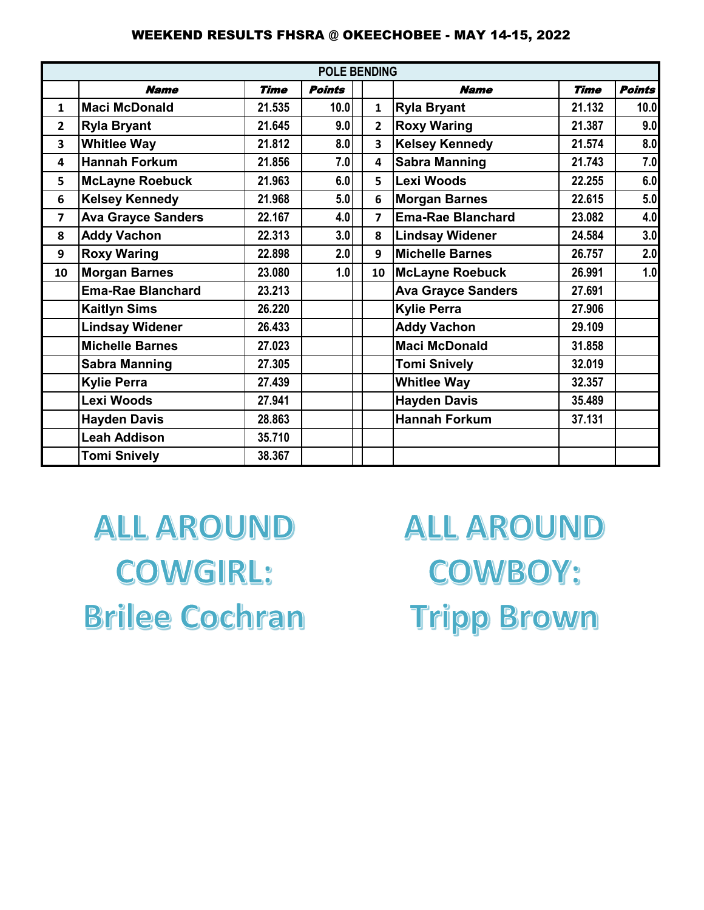## WEEKEND RESULTS FHSRA @ OKEECHOBEE - MAY 14-15, 2022

| POLE BENDING | | | | | | | |
|---|---|---|---|---|---|---|---|
| | ***Name*** | ***Time*** | ***Points*** | | ***Name*** | ***Time*** | ***Points*** |
| 1 | Maci McDonald | 21.535 | 10.0 | 1 | Ryla Bryant | 21.132 | 10.0 |
| 2 | Ryla Bryant | 21.645 | 9.0 | 2 | Roxy Waring | 21.387 | 9.0 |
| 3 | Whitlee Way | 21.812 | 8.0 | 3 | Kelsey Kennedy | 21.574 | 8.0 |
| 4 | Hannah Forkum | 21.856 | 7.0 | 4 | Sabra Manning | 21.743 | 7.0 |
| 5 | McLayne Roebuck | 21.963 | 6.0 | 5 | Lexi Woods | 22.255 | 6.0 |
| 6 | Kelsey Kennedy | 21.968 | 5.0 | 6 | Morgan Barnes | 22.615 | 5.0 |
| 7 | Ava Grayce Sanders | 22.167 | 4.0 | 7 | Ema-Rae Blanchard | 23.082 | 4.0 |
| 8 | Addy Vachon | 22.313 | 3.0 | 8 | Lindsay Widener | 24.584 | 3.0 |
| 9 | Roxy Waring | 22.898 | 2.0 | 9 | Michelle Barnes | 26.757 | 2.0 |
| 10 | Morgan Barnes | 23.080 | 1.0 | 10 | McLayne Roebuck | 26.991 | 1.0 |
| | Ema-Rae Blanchard | 23.213 | | | Ava Grayce Sanders | 27.691 | |
| | Kaitlyn Sims | 26.220 | | | Kylie Perra | 27.906 | |
| | Lindsay Widener | 26.433 | | | Addy Vachon | 29.109 | |
| | Michelle Barnes | 27.023 | | | Maci McDonald | 31.858 | |
| | Sabra Manning | 27.305 | | | Tomi Snively | 32.019 | |
| | Kylie Perra | 27.439 | | | Whitlee Way | 32.357 | |
| | Lexi Woods | 27.941 | | | Hayden Davis | 35.489 | |
| | Hayden Davis | 28.863 | | | Hannah Forkum | 37.131 | |
| | Leah Addison | 35.710 | | | | | |
| | Tomi Snively | 38.367 | | | | | |

# ALL AROUND COWGIRL: Brilee Cochran

# ALL AROUND COWBOY: Tripp Brown